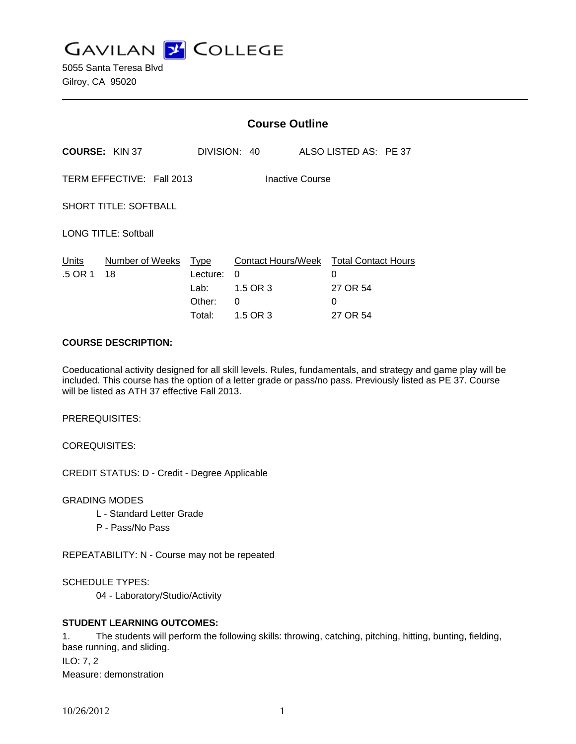# GAVILAN COLLEGE

5055 Santa Teresa Blvd
Gilroy, CA 95020

---

## Course Outline

**COURSE:** KIN 37 DIVISION: 40 ALSO LISTED AS: PE 37

TERM EFFECTIVE: Fall 2013 Inactive Course

SHORT TITLE: SOFTBALL

LONG TITLE: Softball

| Units | Number of Weeks | Type | Contact Hours/Week | Total Contact Hours |
|---|---|---|---|---|
| .5 OR 1 | 18 | Lecture: | 0 | 0 |
| | | Lab: | 1.5 OR 3 | 27 OR 54 |
| | | Other: | 0 | 0 |
| | | Total: | 1.5 OR 3 | 27 OR 54 |

**COURSE DESCRIPTION:**

Coeducational activity designed for all skill levels. Rules, fundamentals, and strategy and game play will be included. This course has the option of a letter grade or pass/no pass. Previously listed as PE 37. Course will be listed as ATH 37 effective Fall 2013.

PREREQUISITES:

COREQUISITES:

CREDIT STATUS: D - Credit - Degree Applicable

GRADING MODES

- L - Standard Letter Grade
- P - Pass/No Pass

REPEATABILITY: N - Course may not be repeated

SCHEDULE TYPES:

- 04 - Laboratory/Studio/Activity

**STUDENT LEARNING OUTCOMES:**

1. The students will perform the following skills: throwing, catching, pitching, hitting, bunting, fielding, base running, and sliding.

ILO: 7, 2

Measure: demonstration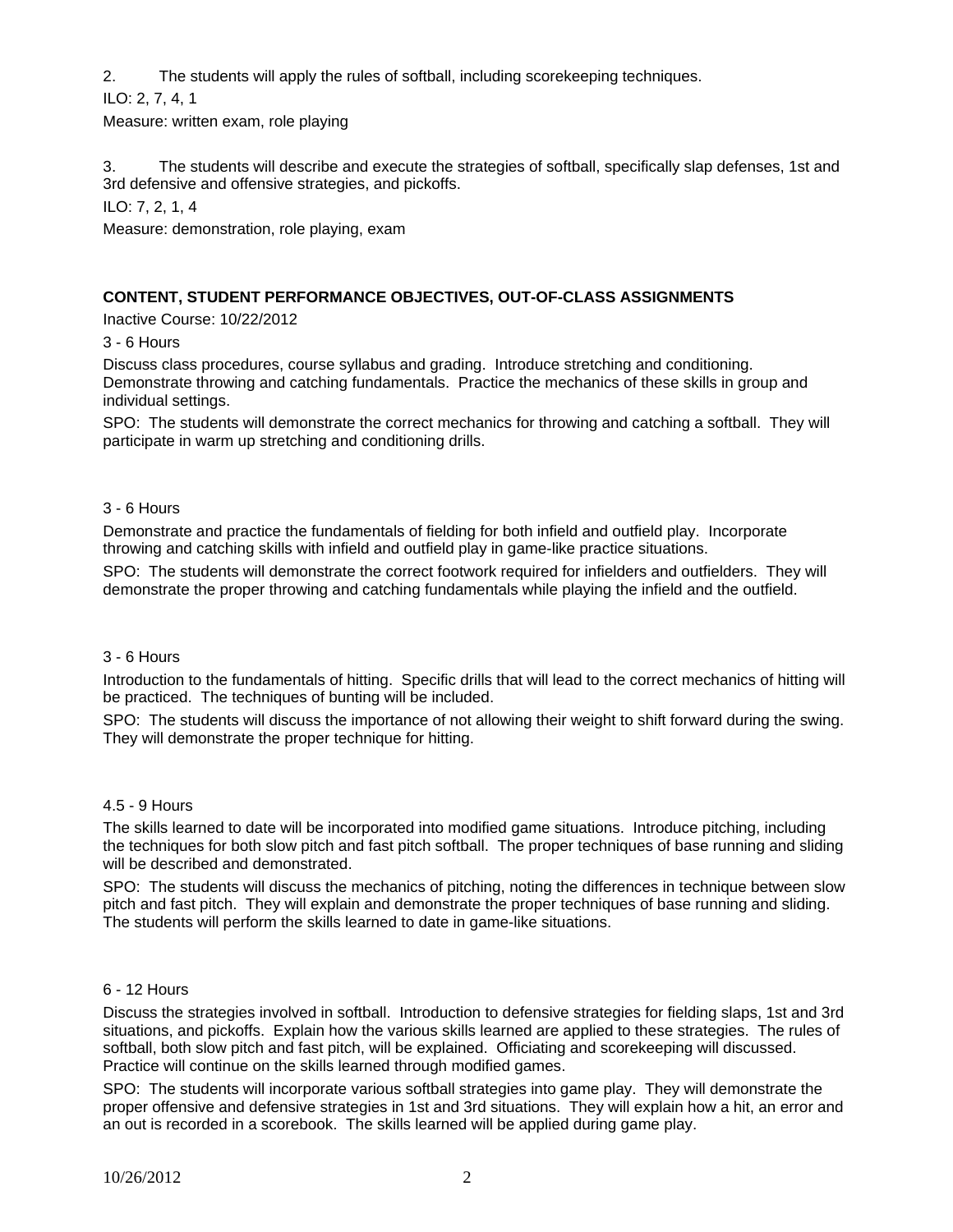2. The students will apply the rules of softball, including scorekeeping techniques.

ILO: 2, 7, 4, 1

Measure: written exam, role playing

3. The students will describe and execute the strategies of softball, specifically slap defenses, 1st and 3rd defensive and offensive strategies, and pickoffs.

ILO: 7, 2, 1, 4

Measure: demonstration, role playing, exam

**CONTENT, STUDENT PERFORMANCE OBJECTIVES, OUT-OF-CLASS ASSIGNMENTS**

Inactive Course: 10/22/2012

3 - 6 Hours

Discuss class procedures, course syllabus and grading. Introduce stretching and conditioning. Demonstrate throwing and catching fundamentals. Practice the mechanics of these skills in group and individual settings.

SPO: The students will demonstrate the correct mechanics for throwing and catching a softball. They will participate in warm up stretching and conditioning drills.

3 - 6 Hours

Demonstrate and practice the fundamentals of fielding for both infield and outfield play. Incorporate throwing and catching skills with infield and outfield play in game-like practice situations.

SPO: The students will demonstrate the correct footwork required for infielders and outfielders. They will demonstrate the proper throwing and catching fundamentals while playing the infield and the outfield.

3 - 6 Hours

Introduction to the fundamentals of hitting. Specific drills that will lead to the correct mechanics of hitting will be practiced. The techniques of bunting will be included.

SPO: The students will discuss the importance of not allowing their weight to shift forward during the swing. They will demonstrate the proper technique for hitting.

4.5 - 9 Hours

The skills learned to date will be incorporated into modified game situations. Introduce pitching, including the techniques for both slow pitch and fast pitch softball. The proper techniques of base running and sliding will be described and demonstrated.

SPO: The students will discuss the mechanics of pitching, noting the differences in technique between slow pitch and fast pitch. They will explain and demonstrate the proper techniques of base running and sliding. The students will perform the skills learned to date in game-like situations.

6 - 12 Hours

Discuss the strategies involved in softball. Introduction to defensive strategies for fielding slaps, 1st and 3rd situations, and pickoffs. Explain how the various skills learned are applied to these strategies. The rules of softball, both slow pitch and fast pitch, will be explained. Officiating and scorekeeping will discussed. Practice will continue on the skills learned through modified games.

SPO: The students will incorporate various softball strategies into game play. They will demonstrate the proper offensive and defensive strategies in 1st and 3rd situations. They will explain how a hit, an error and an out is recorded in a scorebook. The skills learned will be applied during game play.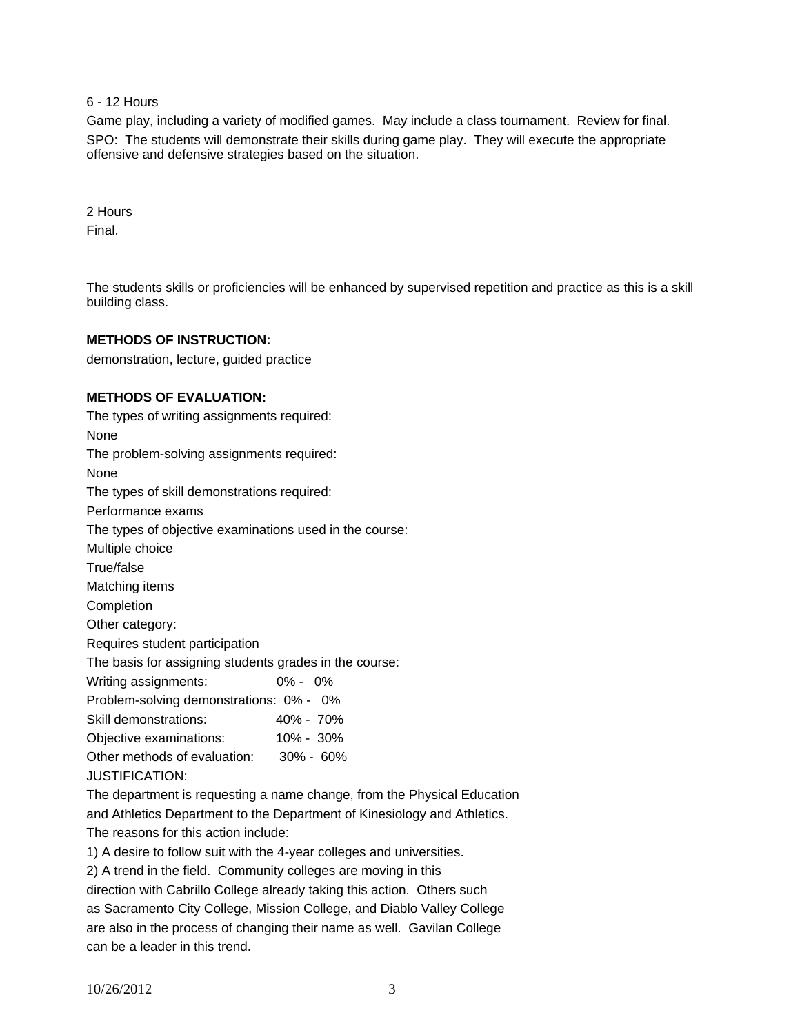6 - 12 Hours

Game play, including a variety of modified games. May include a class tournament. Review for final.

SPO: The students will demonstrate their skills during game play. They will execute the appropriate offensive and defensive strategies based on the situation.

2 Hours

Final.

The students skills or proficiencies will be enhanced by supervised repetition and practice as this is a skill building class.

**METHODS OF INSTRUCTION:**

demonstration, lecture, guided practice

**METHODS OF EVALUATION:**

The types of writing assignments required:

None

The problem-solving assignments required:

None

The types of skill demonstrations required:

Performance exams

The types of objective examinations used in the course:

Multiple choice

True/false

Matching items

Completion

Other category:

Requires student participation

The basis for assigning students grades in the course:

| | |
|---|---|
| Writing assignments: | 0% - 0% |
| Problem-solving demonstrations: | 0% - 0% |
| Skill demonstrations: | 40% - 70% |
| Objective examinations: | 10% - 30% |
| Other methods of evaluation: | 30% - 60% |

JUSTIFICATION:

The department is requesting a name change, from the Physical Education and Athletics Department to the Department of Kinesiology and Athletics.

The reasons for this action include:

1) A desire to follow suit with the 4-year colleges and universities.

2) A trend in the field. Community colleges are moving in this direction with Cabrillo College already taking this action. Others such as Sacramento City College, Mission College, and Diablo Valley College are also in the process of changing their name as well. Gavilan College can be a leader in this trend.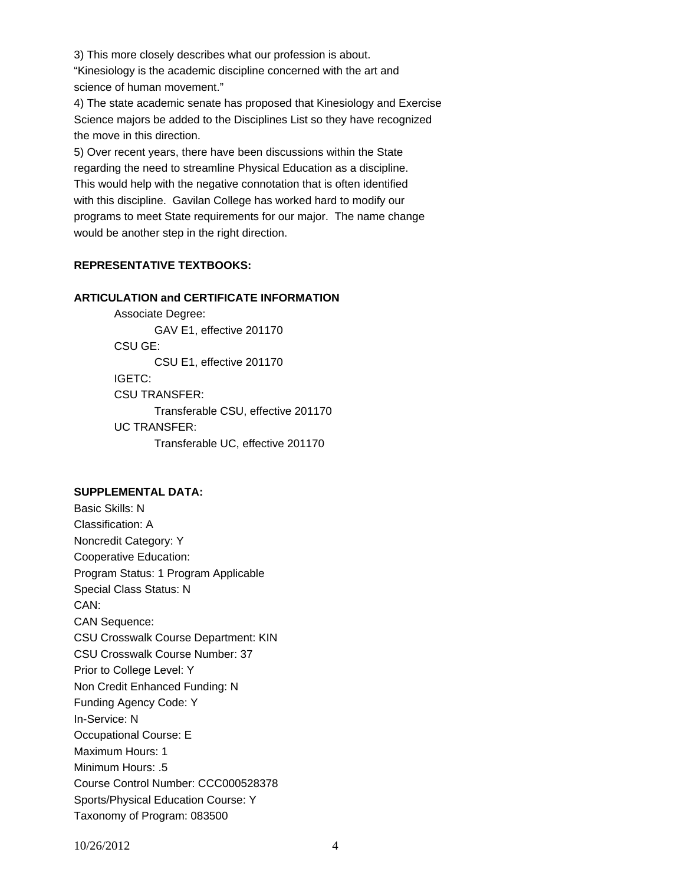3) This more closely describes what our profession is about. "Kinesiology is the academic discipline concerned with the art and science of human movement."

4) The state academic senate has proposed that Kinesiology and Exercise Science majors be added to the Disciplines List so they have recognized the move in this direction.

5) Over recent years, there have been discussions within the State regarding the need to streamline Physical Education as a discipline. This would help with the negative connotation that is often identified with this discipline. Gavilan College has worked hard to modify our programs to meet State requirements for our major. The name change would be another step in the right direction.

**REPRESENTATIVE TEXTBOOKS:**

**ARTICULATION and CERTIFICATE INFORMATION**

Associate Degree:
GAV E1, effective 201170
CSU GE:
CSU E1, effective 201170
IGETC:
CSU TRANSFER:
Transferable CSU, effective 201170
UC TRANSFER:
Transferable UC, effective 201170

**SUPPLEMENTAL DATA:**

Basic Skills: N
Classification: A
Noncredit Category: Y
Cooperative Education:
Program Status: 1 Program Applicable
Special Class Status: N
CAN:
CAN Sequence:
CSU Crosswalk Course Department: KIN
CSU Crosswalk Course Number: 37
Prior to College Level: Y
Non Credit Enhanced Funding: N
Funding Agency Code: Y
In-Service: N
Occupational Course: E
Maximum Hours: 1
Minimum Hours: .5
Course Control Number: CCC000528378
Sports/Physical Education Course: Y
Taxonomy of Program: 083500